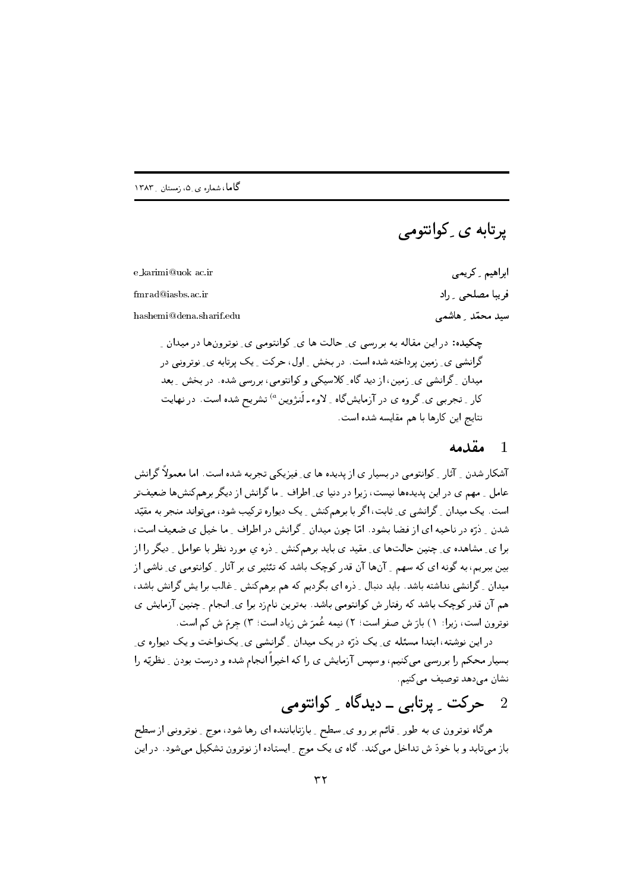# پرتابه ی ـ کوانتومی

ابراهیم ـ کریمی e_karimi@uok.ac.ir

فریبا مصلحی ـ راد fmrad@iasbs.ac.ir

سید محمّد ـ هاشمی hashemi@dena.sharif.edu

**چکیده:** در این مقاله به بررسی ی ـ حالت ها ی ـ کوانتومی ی ـ نوترون‌ها در میدان ـ گرانشی ی ـ زمین پرداخته شده است. در بخش ـ اول، حرکت ـ یک پرتابه ی ـ نوترونی در میدان ـ گرانشی ی ـ زمین، از دید گاه ـ کلاسیکی و کوانتومی، بررسی شده. در بخش ـ بعد کار ـ تجربی ی ـ گروه ی در آزمایش‌گاه ـ لاوه ـ لَنژوین [a] تشریح شده است. در نهایت نتایج این کارها با هم مقایسه شده است.

## 1 مقدمه

آشکار شدن ـ آثار ـ کوانتومی در بسیار ی از پدیده ها ی ـ فیزیکی تجربه شده است. اما معمولاً گرانش عامل ـ مهم ی در این پدیده‌ها نیست، زیرا در دنیا ی ـ اطراف ـ ما گرانش از دیگر برهم‌کنش‌ها ضعیف‌تر است. یک میدان ـ گرانشی ی ـ ثابت، اگر با برهم‌کنش ـ یک دیواره ترکیب شود، می‌تواند منجر به مقیّد شدن ـ ذرّه در ناحیه ای از فضا بشود. امّا چون میدان ـ گرانش در اطراف ـ ما خیل ی ضعیف است، برا ی ـ مشاهده ی ـ چنین حالت‌ها ی ـ مقید ی باید برهم‌کنش ـ ذره ی مورد نظر با عوامل ـ دیگر را از بین ببریم، به گونه ای که سهم ـ آن‌ها آن قدر کوچک باشد که تئثیر ی بر آثار ـ کوانتومی ی ـ ناشی از میدان ـ گرانشی نداشته باشد. باید دنبال ـ ذره ای بگردیم که هم برهم‌کنش ـ غالب برا یش گرانش باشد، هم آن قدر کوچک باشد که رفتار ش کوانتومی باشد. بهترین نام‌زد برا ی ـ انجام ـ چنین آزمایش ی نوترون است، زیرا: ۱) بارَ ش صفر است؛ ۲) نیمه عُمرَ ش زیاد است؛ ۳) جرمَ ش کم است.

در این نوشته، ابتدا مسئله ی ـ یک ذرّه در یک میدان ـ گرانشی ی ـ یک‌نواخت و یک دیواره ی ـ بسیار محکم را بررسی می‌کنیم، و سپس آزمایش ی را که اخیراً انجام شده و درست بودن ـ نظریّه را نشان می‌دهد توصیف می‌کنیم.

## 2 حرکت ـ پرتابی ـ دیدگاه ـ کوانتومی

هرگاه نوترون ی به طور ـ قائم بر رو ی ـ سطح ـ بازتاباننده ای رها شود، موج ـ نوترونی از سطح باز می‌تابد و با خودَ ش تداخل می‌کند. گاه ی یک موج ـ ایستاده از نوترون تشکیل می‌شود. در این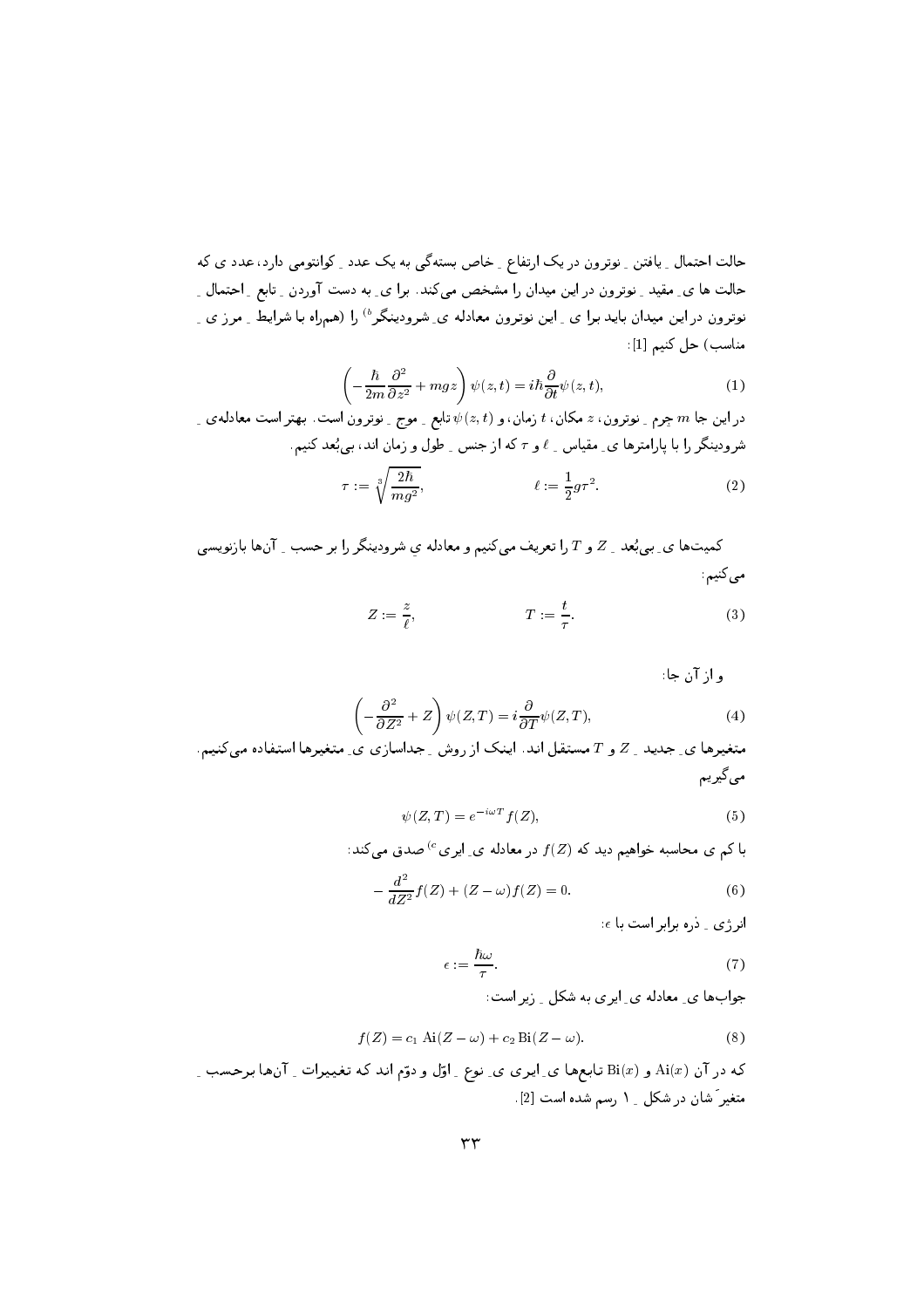حالت احتمال ِ یافتن ِ نوترون در یک ارتفاع ِ خاص بسته‌گی به یک عدد ِ کوانتومی دارد، عدد ی که حالت ها ی ِ مقید ِ نوترون در این میدان را مشخص می‌کند. برا ی ِ به دست آوردن ِ تابع ِ احتمال ِ نوترون در این میدان باید برا ی ِ این نوترون معادله ی ِ شرودینگر[b] را (همراه با شرایط ِ مرز ی ِ مناسب) حل کنیم [1]:

$$\left(-\frac{\hbar}{2m}\frac{\partial^2}{\partial z^2}+mgz\right)\psi(z,t)=i\hbar\frac{\partial}{\partial t}\psi(z,t), \tag{1}$$

در این جا $m$ جرم ِ نوترون، $z$ مکان، $t$ زمان، و $\psi(z,t)$ تابع ِ موج ِ نوترون است. بهتر است معادله‌ی ِ شرودینگر را با پارامترها ی ِ مقیاس ِ $\ell$ و $\tau$ که از جنس ِ طول و زمان اند، بی‌بُعد کنیم.

$$\tau:=\sqrt[3]{\frac{2\hbar}{mg^2}}, \qquad \ell:=\frac{1}{2}g\tau^2. \tag{2}$$

کمیت‌ها ی ِ بی‌بُعد ِ $Z$ و $T$ را تعریف می‌کنیم و معادله ی شرودینگر را بر حسب ِ آن‌ها بازنویسی می‌کنیم:

$$Z:=\frac{z}{\ell}, \qquad T:=\frac{t}{\tau}. \tag{3}$$

و از آن جا:

$$\left(-\frac{\partial^2}{\partial Z^2}+Z\right)\psi(Z,T)=i\frac{\partial}{\partial T}\psi(Z,T), \tag{4}$$

متغیرها ی ِ جدید ِ $Z$ و $T$ مستقل اند. اینک از روش ِ جداسازی ی ِ متغیرها استفاده می‌کنیم. می‌گیریم

$$\psi(Z,T)=e^{-i\omega T}f(Z), \tag{5}$$

با کم ی محاسبه خواهیم دید که $f(Z)$ در معادله ی ِ ایری[c] صدق می‌کند:

$$-\frac{d^2}{dZ^2}f(Z)+(Z-\omega)f(Z)=0. \tag{6}$$

انرژی ِ ذره برابر است با $\epsilon$:

$$\epsilon:=\frac{\hbar\omega}{\tau}. \tag{7}$$

جواب‌ها ی ِ معادله ی ِ ایری به شکل ِ زیر است:

$$f(Z)=c_1\ \mathrm{Ai}(Z-\omega)+c_2\,\mathrm{Bi}(Z-\omega). \tag{8}$$

که در آن $\mathrm{Ai}(x)$ و $\mathrm{Bi}(x)$ تابع‌ها ی ِ ایری ی ِ نوع ِ اوّل و دوّم اند که تغییرات ِ آن‌ها برحسب ِ متغیرَ شان در شکل ِ ۱ رسم شده است [2].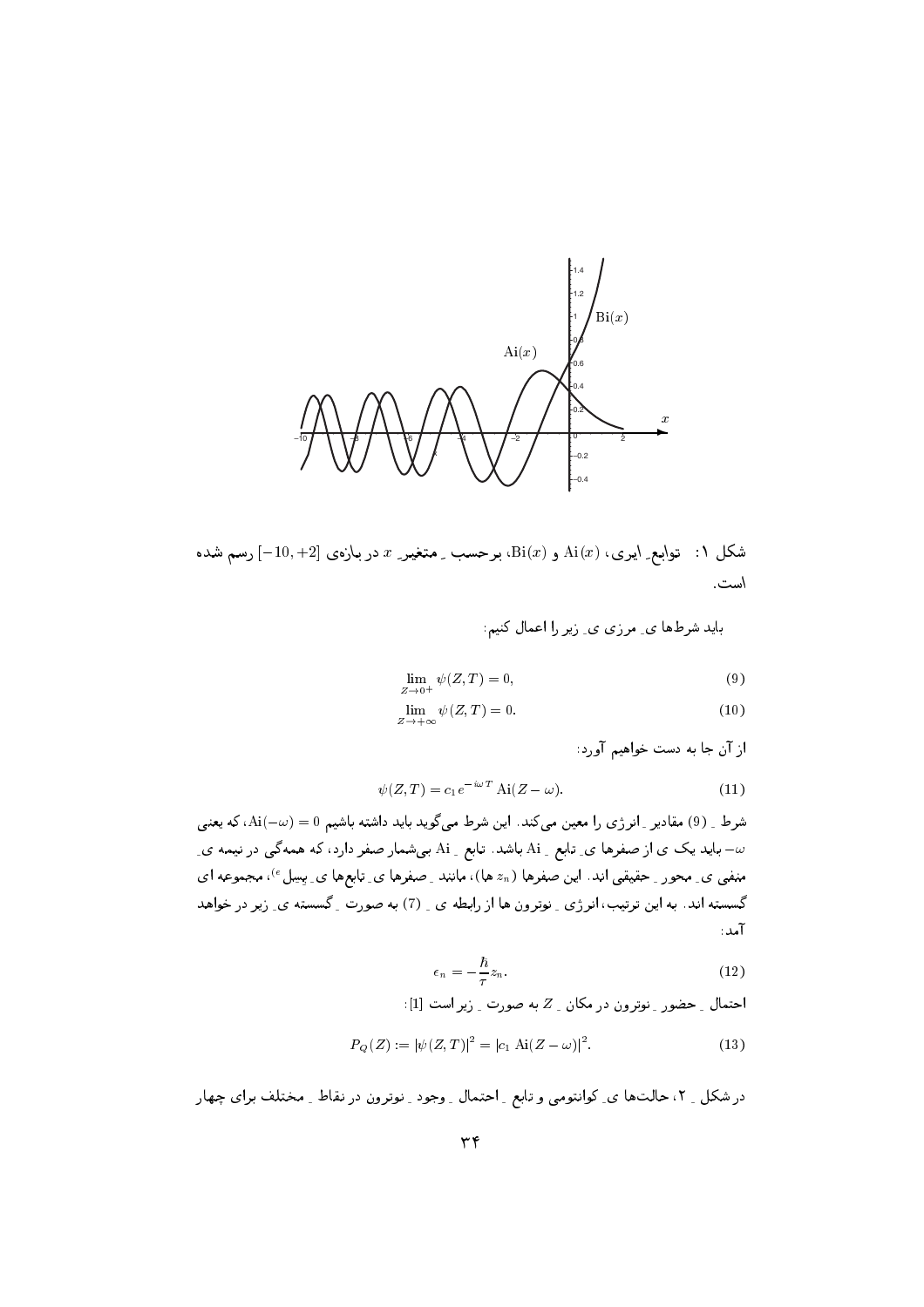شکل ۱: توابع ِ ایری، $\mathrm{Ai}(x)$ و $\mathrm{Bi}(x)$، برحسب ِ متغیر ِ $x$ در بازه‌ی $[-10, +2]$ رسم شده است.

باید شرط‌ها ی ِ مرزی ی ِ زیر را اعمال کنیم:

$$\lim_{Z \to 0^+} \psi(Z,T) = 0, \tag{9}$$

$$\lim_{Z \to +\infty} \psi(Z,T) = 0. \tag{10}$$

از آن جا به دست خواهیم آورد:

$$\psi(Z,T) = c_1 \, e^{-i\omega T} \, \mathrm{Ai}(Z - \omega). \tag{11}$$

شرط ِ (9) مقادیر ِ انرژی را معین می‌کند. این شرط می‌گوید باید داشته باشیم $\mathrm{Ai}(-\omega) = 0$، که یعنی $-\omega$ باید یک ی از صفرها ی ِ تابع ِ Ai باشد. تابع ِ Ai بی‌شمار صفر دارد، که همه‌گی در نیمه ی ِ منفی ی ِ محور ِ حقیقی اند. این صفرها ($z_n$ ها)، مانند ِ صفرها ی ِ تابع‌ها ی ِ بسل [e]، مجموعه ای گسسته اند. به این ترتیب، انرژی ِ نوترون ها از رابطه ی ِ (7) به صورت ِ گسسته ی ِ زیر در خواهد آمد:

$$\epsilon_n = -\frac{\hbar}{\tau} z_n. \tag{12}$$

احتمال ِ حضور ِ نوترون در مکان ِ $Z$ به صورت ِ زیر است [1]:

$$P_Q(Z) := |\psi(Z,T)|^2 = |c_1 \; \mathrm{Ai}(Z - \omega)|^2. \tag{13}$$

در شکل ِ ۲، حالت‌ها ی ِ کوانتومی و تابع ِ احتمال ِ وجود ِ نوترون در نقاط ِ مختلف برای چهار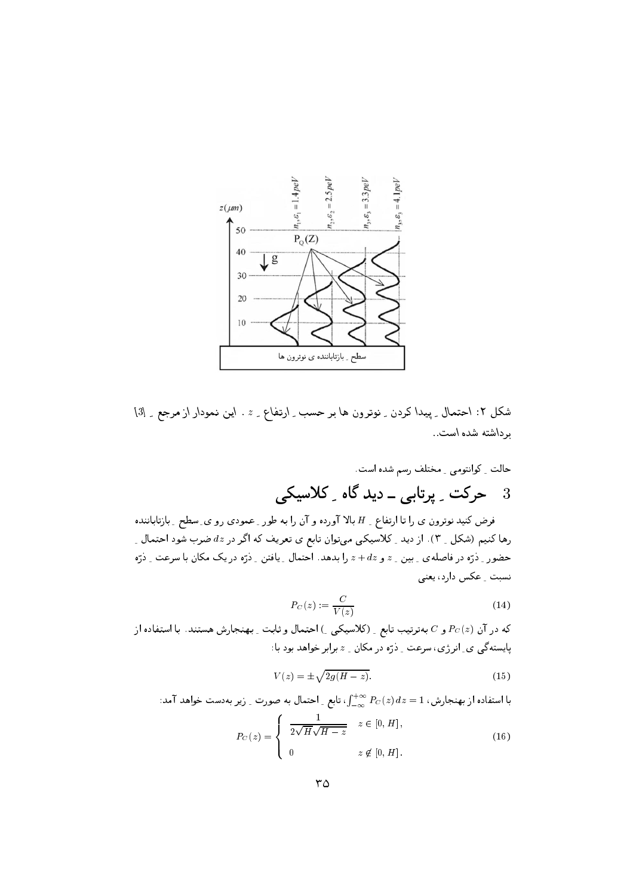شکل ۲: احتمال ِ پیدا کردن ِ نوترون ها بر حسب ِ ارتفاع ِ $z$ . این نمودار از مرجع ِ [3] برداشته شده است..

حالت ِ کوانتومی ِ مختلف رسم شده است.

# 3 حرکت ِ پرتابی ــ دید گاه ِ کلاسیکی

فرض کنید نوترون ی را تا ارتفاع ِ $H$ بالا آورده و آن را به طور ِ عمودی رو ی ِ سطح ِ بازتاباننده رها کنیم (شکل ِ ۳). از دید ِ کلاسیکی می‌توان تابع ی تعریف که اگر در $dz$ ضرب شود احتمال ِ حضور ِ ذرّه در فاصله‌ی ِ بین ِ $z$ و $z + dz$ را بدهد. احتمال ِ یافتن ِ ذرّه در یک مکان با سرعت ِ ذرّه نسبت ِ عکس دارد، یعنی

$$P_C(z) := \frac{C}{V(z)} \tag{14}$$

که در آن $P_C(z)$ و $C$ به‌ترتیب تابع ِ (کلاسیکی ِ) احتمال و ثابت ِ بهنجارش هستند. با استفاده از پایستگی ی ِ انرژی، سرعت ِ ذرّه در مکان ِ $z$ برابر خواهد بود با:

$$V(z) = \pm\sqrt{2g(H - z)}. \tag{15}$$

با استفاده از بهنجارش، $\int_{-\infty}^{+\infty} P_C(z)\,dz = 1$ ، تابع ِ احتمال به صورت ِ زیر به‌دست خواهد آمد:

$$P_C(z) = \begin{cases} \dfrac{1}{2\sqrt{H}\sqrt{H - z}} & z \in [0, H], \\ 0 & z \notin [0, H]. \end{cases} \tag{16}$$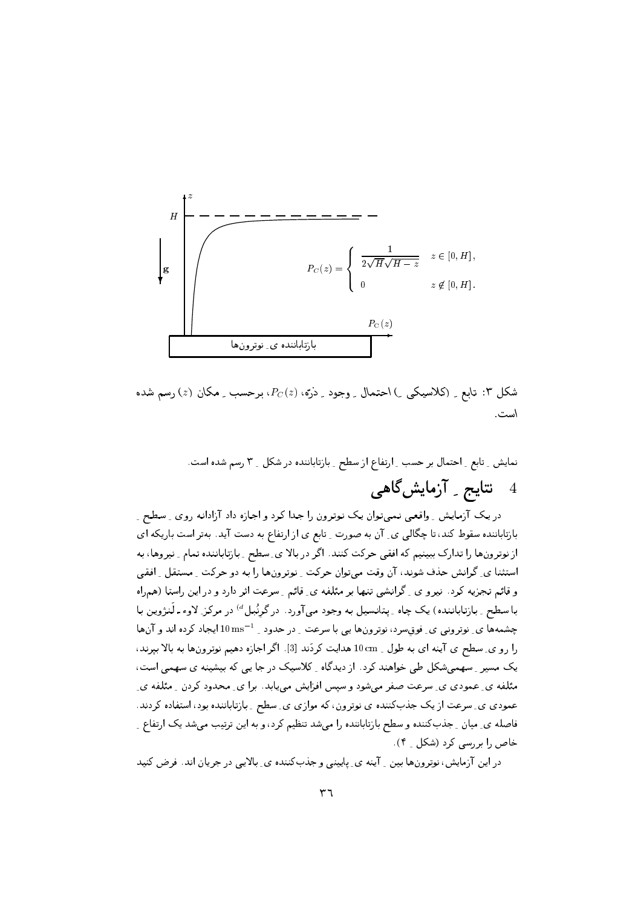$$P_C(z) = \begin{cases} \dfrac{1}{2\sqrt{H}\sqrt{H-z}} & z \in [0, H]\,, \\ 0 & z \notin [0, H]\,. \end{cases}$$

بازتاباننده ی ِ نوترون‌ها

شکل ۳: تابع ِ (کلاسیکی ِ) احتمال ِ وجود ِ ذرّه، $P_C(z)$، برحسب ِ مکان $(z)$ رسم شده است.

نمایش ِ تابع ِ احتمال بر حسب ِ ارتفاع از سطح ِ بازتاباننده در شکل ِ ۳ رسم شده است.

## 4 نتایج ِ آزمایش‌گاهی

در یک آزمایش ِ **واقعی** نمی‌توان یک نوترون را جدا کرد و اجازه داد آزادانه روی ِ سطح ِ بازتاباننده سقوط کند، تا چگالی ی ِ آن به صورت ِ تابع ی از ارتفاع به دست آید. به‌تر است باریکه ای از نوترون‌ها را تدارک ببینیم که افقی حرکت کنند. اگر در بالا ی ِ سطح ِ بازتاباننده تمام ِ نیروها، به استثنا ی ِ گرانش حذف شوند، آن وقت می‌توان حرکت ِ نوترون‌ها را به دو حرکت ِ مستقل ِ افقی و قائم تجزیه کرد. نیرو ی ِ گرانشی تنها بر مؤلفه ی ِ قائم ِ سرعت اثر دارد و در این راستا (هم‌راه با سطح ِ بازتاباننده) یک چاه ِ پتانسیل به وجود می‌آورد. در گرُنُبل[d] در مرکز ِ لاوه ـ لَنژوین با چشمه‌ها ی ِ نوترونی ی ِ فوق‌سرد، نوترون‌ها یی با سرعت ِ در حدود ِ $10\,\mathrm{ms}^{-1}$ ایجاد کرده اند و آن‌ها را رو ی ِ سطح ی آینه ای به طول ِ $10\,\mathrm{cm}$ هدایت کردند [3]. اگر اجازه دهیم نوترون‌ها به بالا بپرند، یک مسیر ِ سهمی‌شکل طی خواهند کرد. از دیدگاه ِ کلاسیک در جا یی که بیشینه ی سهمی است، مؤلفه ی ِ عمودی ی ِ سرعت صفر می‌شود و سپس افزایش می‌یابد. برا ی ِ محدود کردن ِ مؤلفه ی ِ عمودی ی ِ سرعت از یک جذب‌کننده ی نوترون، که موازی ی ِ سطح ِ بازتاباننده بود، استفاده کردند. فاصله ی ِ میان ِ جذب‌کننده و سطح بازتاباننده را می‌شد تنظیم کرد، و به این ترتیب می‌شد یک ارتفاع ِ خاص را بررسی کرد (شکل ِ ۴).

در این آزمایش، نوترون‌ها بین ِ آینه ی ِ پایینی و جذب‌کننده ی ِ بالایی در جریان اند. فرض کنید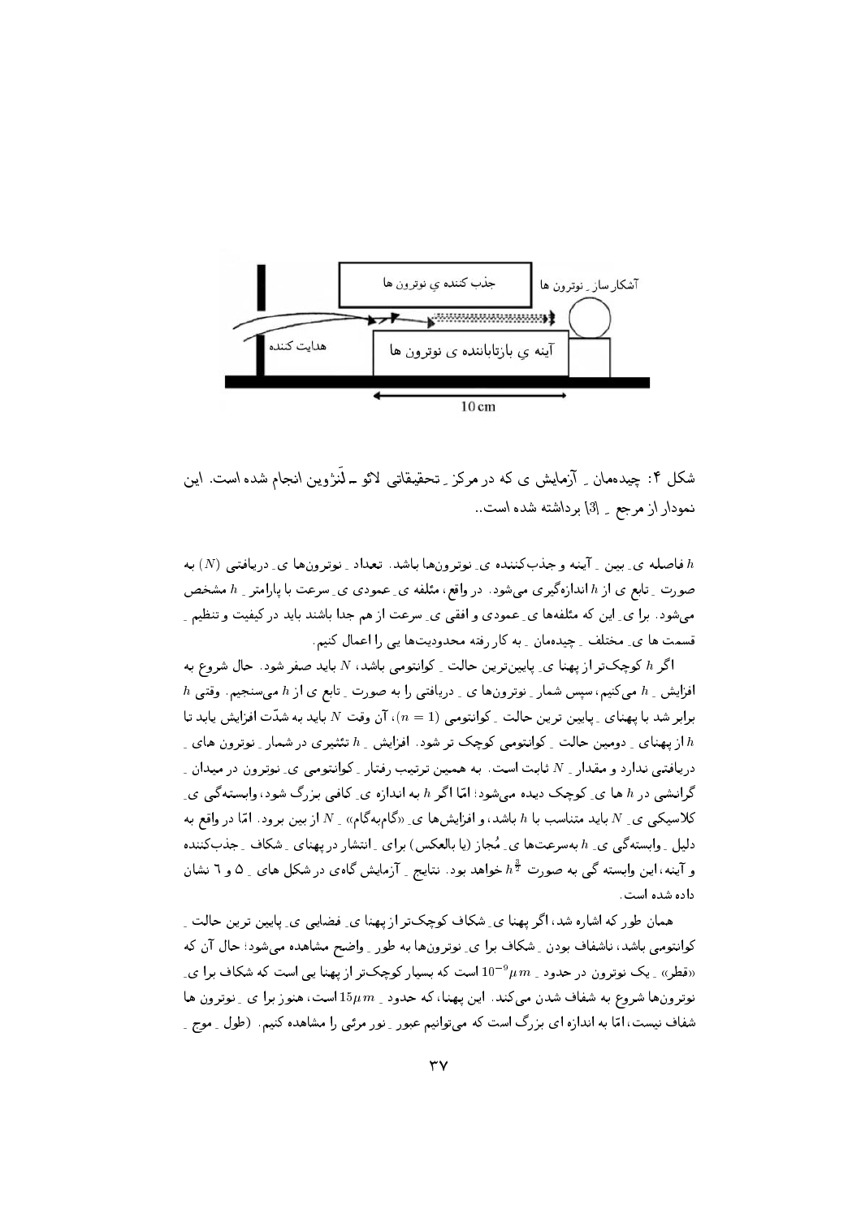شکل ۴: چیده‌مان ـِ آزمایش ی که در مرکز ـِ تحقیقاتی لائو ـ لَنژوین انجام شده است. این نمودار از مرجع ـِ [3] برداشته شده است..

$h$ فاصله ی ـِ بین ـِ آینه و جذب‌کننده ی ـِ نوترون‌ها باشد. تعداد ـِ نوترون‌ها ی ـِ دریافتی $(N)$ به صورت ـِ تابع ی از $h$ اندازه‌گیری می‌شود. در واقع، مثلفه ی ـِ عمودی ی ـِ سرعت با پارامتر ـِ $h$، مشخص می‌شود. برا ی ـِ این که مئلفه‌ها ی ـِ عمودی و افقی ی ـِ سرعت از هم جدا باشند باید در کیفیت و تنظیم ـِ قسمت ها ی ـِ مختلف ـِ چیده‌مان ـِ به کار رفته محدودیت‌ها یی را اعمال کنیم.

اگر $h$ کوچک‌تر از پهنا ی ـِ پایین‌ترین حالت ـِ کوانتومی باشد، $N$ باید صفر شود. حال شروع به افزایش ـِ $h$ می‌کنیم، سپس شمار ـِ نوترون‌ها ی ـِ دریافتی را به صورت ـِ تابع ی از $h$ می‌سنجیم. وقتی $h$ برابر شد با پهنای ـِ پایین ترین حالت ـِ کوانتومی $(n = 1)$، آن وقت $N$ باید به شدّت افزایش یابد تا $h$ از پهنای ـِ دومین حالت ـِ کوانتومی کوچک تر شود. افزایش ـِ $h$ تئثیری در شمار ـِ نوترون های ـِ دریافتی ندارد و مقدار ـِ $N$ ثابت است. به همین ترتیب رفتار ـِ کوانتومی ی ـِ نوترون در میدان ـِ گرانشی در $h$ ها ی ـِ کوچک دیده می‌شود؛ امّا اگر $h$ به اندازه ی ـِ کافی بزرگ شود، وابسته‌گی ی ـِ کلاسیکی ی ـِ $N$ باید متناسب با $h$ باشد، و افزایش‌ها ی ـِ «گام‌به‌گام» ـِ $N$ از بین برود. امّا در واقع به دلیل ـِ وابسته‌گی ی ـِ $h$ به‌سرعت‌ها ی ـِ مُجاز (یا بالعکس) برای ـِ انتشار در پهنای ـِ شکاف ـِ جذب‌کننده و آینه، این وابسته گی به صورت $h^{\frac{3}{2}}$ خواهد بود. نتایج ـِ آزمایش گاه‌ی در شکل های ـِ ۵ و ٦ نشان داده شده است.

همان طور که اشاره شد، اگر پهنا ی ـِ شکاف کوچک‌تر از پهنا ی ـِ فضایی ی ـِ پایین ترین حالت ـِ کوانتومی باشد، ناشفاف بودن ـِ شکاف برا ی ـِ نوترون‌ها به طور ـِ واضح مشاهده می‌شود؛ حال آن که «قطر» ـِ یک نوترون در حدود ـِ $10^{-9} \mu m$ است که بسیار کوچک‌تر از پهنا یی است که شکاف برا ی ـِ نوترون‌ها شروع به شفاف شدن می‌کند. این پهنا، که حدود ـِ $15 \mu m$ است، هنوز برا ی ـِ نوترون ها شفاف نیست، امّا به اندازه ای بزرگ است که می‌توانیم عبور ـِ نور مرئی را مشاهده کنیم. (طول ـِ موج ـِ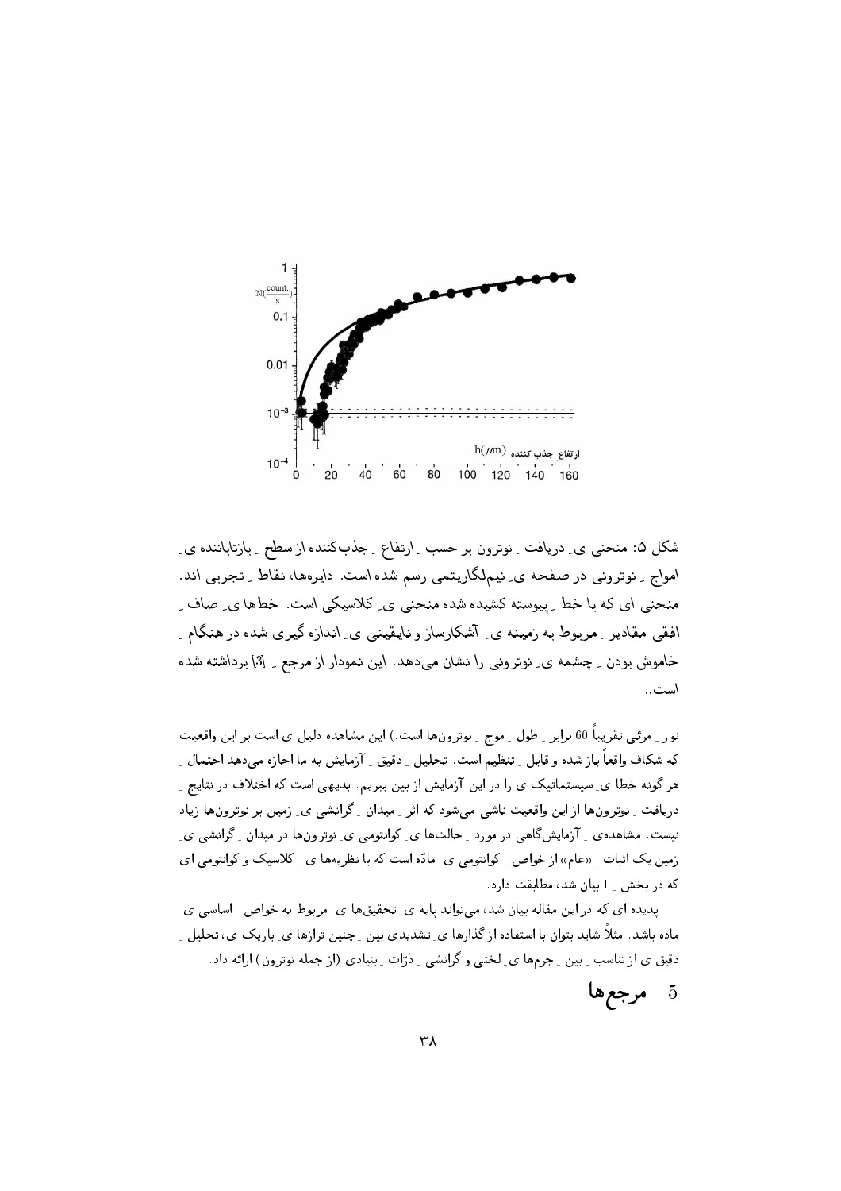شکل ۵: منحنی ی ِ دریافت ِ نوترون بر حسب ِ ارتفاع ِ جذب‌کننده از سطح ِ بازتاباننده ی ِ امواج ِ نوترونی در صفحه ی ِ نیم‌لگاریتمی رسم شده است. دایره‌ها، نقاط ِ تجربی اند. منحنی ای که با خط ِ پیوسته کشیده شده منحنی ی ِ کلاسیکی است. خط‌ها ی ِ صاف ِ افقی مقادیر ِ مربوط به زمینه ی ِ آشکارساز و نایقینی ی ِ اندازه گیری شده در هنگام ِ خاموش بودن ِ چشمه ی ِ نوترونی را نشان می‌دهد. این نمودار از مرجع ِ [3] برداشته شده است..

نور ِ مرئی تقریباً 60 برابر ِ طول ِ موج ِ نوترون‌ها است.) این مشاهده دلیل ی است بر این واقعیت که شکاف واقعاً باز شده و قابل ِ تنظیم است. تحلیل ِ دقیق ِ آزمایش به ما اجازه می‌دهد احتمال ِ هر گونه خطا ی ِ سیستماتیک را در این آزمایش از بین ببریم. بدیهی است که اختلاف در نتایج ِ دریافت ِ نوترون‌ها از این واقعیت ناشی می‌شود که اثر ِ میدان ِ گرانشی ی ِ زمین بر نوترون‌ها زیاد نیست. مشاهده‌ی ِ آزمایش‌گاهی در مورد ِ حالت‌ها ی ِ کوانتومی ی ِ نوترون‌ها در میدان ِ گرانشی ی ِ زمین یک اثبات ِ «عام» از خواص ِ کوانتومی ی ِ مادّه است که با نظریه‌ها ی ِ کلاسیک و کوانتومی ای که در بخش ِ 1 بیان شد، مطابقت دارد.

پدیده ای که در این مقاله بیان شد، می‌تواند پایه ی ِ تحقیق‌ها ی ِ مربوط به خواص ِ اساسی ی ِ ماده باشد. مثلاً شاید بتوان با استفاده از گذارها ی ِ تشدیدی بین ِ چنین ترازها ی ِ باریک ی، تحلیل ِ دقیق ی از تناسب ِ بین ِ جرم‌ها ی ِ لختی و گرانشی ِ ذرّات ِ بنیادی (از جمله نوترون) ارائه داد.

## 5 مرجع‌ها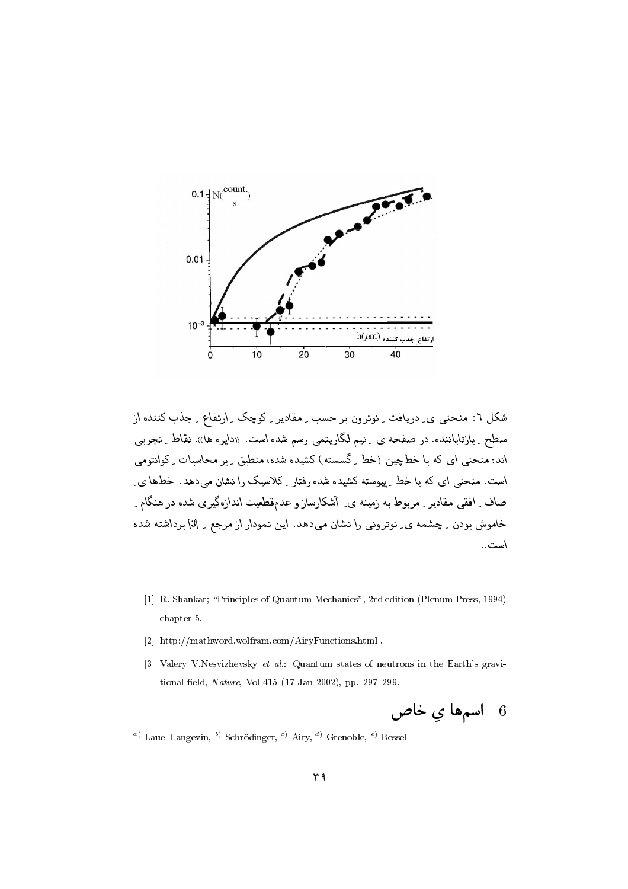0.1
$N(\frac{\text{count.}}{s})$
0.01
$10^{-3}$
ارتفاع ِ جذب کننده $h(\mu m)$
0
10
20
30
40

شکل ٦: منحنی ی ِ دریافت ِ نوترون بر حسب ِ مقادیر ِ کوچک ِ ارتفاع ِ جذب کننده از سطح ِ بازتاباننده، در صفحه ی ِ نیم لگاریتمی رسم شده است. «دایره ها»، نقاط ِ تجربی اند؛ منحنی ای که با خط چین (خط ِ گسسته) کشیده شده، منطبق ِ بر محاسبات ِ کوانتومی است. منحنی ای که با خط ِ پیوسته کشیده شده رفتار ِ کلاسیک را نشان می‌دهد. خط‌ها ی ِ صاف ِ افقی مقادیر ِ مربوط به زمینه ی ِ آشکارساز و عدم‌قطعیت اندازه‌گیری شده در هنگام ِ خاموش بودن ِ چشمه ی ِ نوترونی را نشان می‌دهد. این نمودار از مرجع ِ [3] برداشته شده است..

[1] R. Shankar; "Principles of Quantum Mechanics", 2rd edition (Plenum Press, 1994) chapter 5.

[2] http://mathword.wolfram.com/AiryFunctions.html .

[3] Valery V.Nesvizhevsky *et al.*: Quantum states of neutrons in the Earth's gravitional field, *Nature*, Vol 415 (17 Jan 2002), pp. 297–299.

# 6 اسم‌ها یِ خاص

[a] Laue–Langevin, [b] Schrödinger, [c] Airy, [d] Grenoble, [e] Bessel